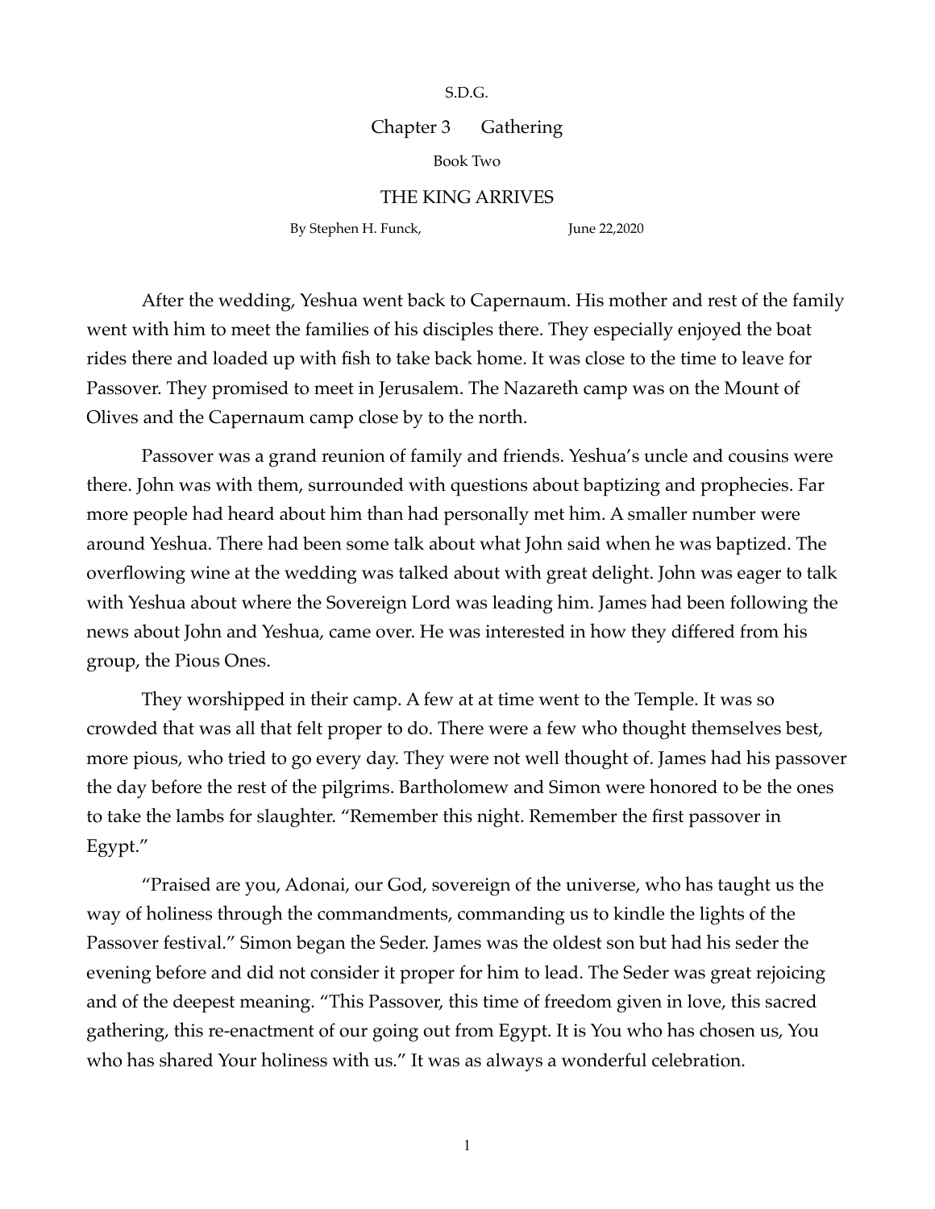S.D.G.

# Chapter 3 Gathering

Book Two

## THE KING ARRIVES

By Stephen H. Funck, June 22,2020

After the wedding, Yeshua went back to Capernaum. His mother and rest of the family went with him to meet the families of his disciples there. They especially enjoyed the boat rides there and loaded up with fish to take back home. It was close to the time to leave for Passover. They promised to meet in Jerusalem. The Nazareth camp was on the Mount of Olives and the Capernaum camp close by to the north.

Passover was a grand reunion of family and friends. Yeshua's uncle and cousins were there. John was with them, surrounded with questions about baptizing and prophecies. Far more people had heard about him than had personally met him. A smaller number were around Yeshua. There had been some talk about what John said when he was baptized. The overflowing wine at the wedding was talked about with great delight. John was eager to talk with Yeshua about where the Sovereign Lord was leading him. James had been following the news about John and Yeshua, came over. He was interested in how they differed from his group, the Pious Ones.

They worshipped in their camp. A few at at time went to the Temple. It was so crowded that was all that felt proper to do. There were a few who thought themselves best, more pious, who tried to go every day. They were not well thought of. James had his passover the day before the rest of the pilgrims. Bartholomew and Simon were honored to be the ones to take the lambs for slaughter. "Remember this night. Remember the first passover in Egypt."

"Praised are you, Adonai, our God, sovereign of the universe, who has taught us the way of holiness through the commandments, commanding us to kindle the lights of the Passover festival." Simon began the Seder. James was the oldest son but had his seder the evening before and did not consider it proper for him to lead. The Seder was great rejoicing and of the deepest meaning. "This Passover, this time of freedom given in love, this sacred gathering, this re-enactment of our going out from Egypt. It is You who has chosen us, You who has shared Your holiness with us." It was as always a wonderful celebration.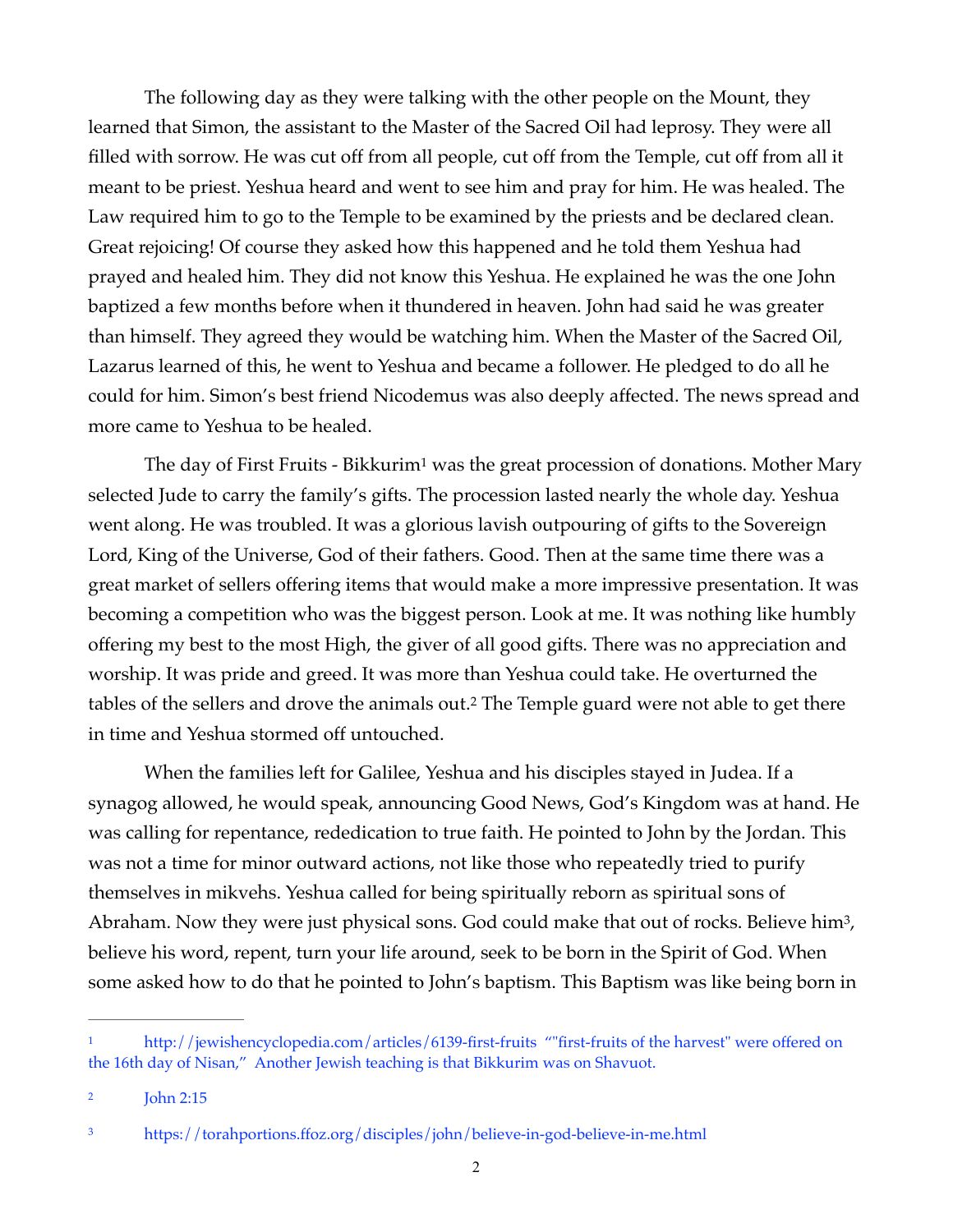The following day as they were talking with the other people on the Mount, they learned that Simon, the assistant to the Master of the Sacred Oil had leprosy. They were all filled with sorrow. He was cut off from all people, cut off from the Temple, cut off from all it meant to be priest. Yeshua heard and went to see him and pray for him. He was healed. The Law required him to go to the Temple to be examined by the priests and be declared clean. Great rejoicing! Of course they asked how this happened and he told them Yeshua had prayed and healed him. They did not know this Yeshua. He explained he was the one John baptized a few months before when it thundered in heaven. John had said he was greater than himself. They agreed they would be watching him. When the Master of the Sacred Oil, Lazarus learned of this, he went to Yeshua and became a follower. He pledged to do all he could for him. Simon's best friend Nicodemus was also deeply affected. The news spread and more came to Yeshua to be healed.

The day of First Fruits - Bikkurim[1] was the great procession of donations. Mother Mary selected Jude to carry the family's gifts. The procession lasted nearly the whole day. Yeshua went along. He was troubled. It was a glorious lavish outpouring of gifts to the Sovereign Lord, King of the Universe, God of their fathers. Good. Then at the same time there was a great market of sellers offering items that would make a more impressive presentation. It was becoming a competition who was the biggest person. Look at me. It was nothing like humbly offering my best to the most High, the giver of all good gifts. There was no appreciation and worship. It was pride and greed. It was more than Yeshua could take. He overturned the tables of the sellers and drove the animals out.[2] The Temple guard were not able to get there in time and Yeshua stormed off untouched.

When the families left for Galilee, Yeshua and his disciples stayed in Judea. If a synagog allowed, he would speak, announcing Good News, God's Kingdom was at hand. He was calling for repentance, rededication to true faith. He pointed to John by the Jordan. This was not a time for minor outward actions, not like those who repeatedly tried to purify themselves in mikvehs. Yeshua called for being spiritually reborn as spiritual sons of Abraham. Now they were just physical sons. God could make that out of rocks. Believe him[3], believe his word, repent, turn your life around, seek to be born in the Spirit of God. When some asked how to do that he pointed to John's baptism. This Baptism was like being born in

---

[1] http://jewishencyclopedia.com/articles/6139-first-fruits ""first-fruits of the harvest" were offered on the 16th day of Nisan," Another Jewish teaching is that Bikkurim was on Shavuot.

[2] John 2:15

[3] https://torahportions.ffoz.org/disciples/john/believe-in-god-believe-in-me.html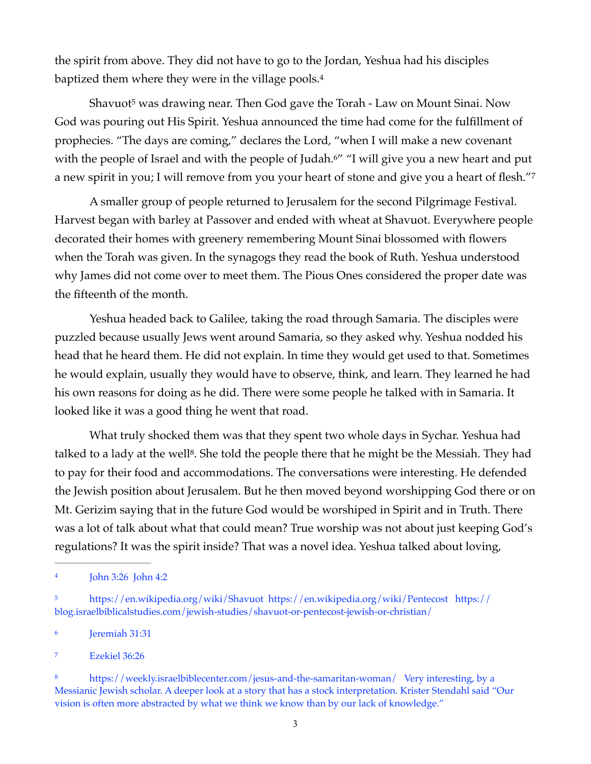the spirit from above. They did not have to go to the Jordan, Yeshua had his disciples baptized them where they were in the village pools.[4]

Shavuot[5] was drawing near. Then God gave the Torah - Law on Mount Sinai. Now God was pouring out His Spirit. Yeshua announced the time had come for the fulfillment of prophecies. "The days are coming," declares the Lord, "when I will make a new covenant with the people of Israel and with the people of Judah.[6]" "I will give you a new heart and put a new spirit in you; I will remove from you your heart of stone and give you a heart of flesh."[7]

A smaller group of people returned to Jerusalem for the second Pilgrimage Festival. Harvest began with barley at Passover and ended with wheat at Shavuot. Everywhere people decorated their homes with greenery remembering Mount Sinai blossomed with flowers when the Torah was given. In the synagogs they read the book of Ruth. Yeshua understood why James did not come over to meet them. The Pious Ones considered the proper date was the fifteenth of the month.

Yeshua headed back to Galilee, taking the road through Samaria. The disciples were puzzled because usually Jews went around Samaria, so they asked why. Yeshua nodded his head that he heard them. He did not explain. In time they would get used to that. Sometimes he would explain, usually they would have to observe, think, and learn. They learned he had his own reasons for doing as he did. There were some people he talked with in Samaria. It looked like it was a good thing he went that road.

What truly shocked them was that they spent two whole days in Sychar. Yeshua had talked to a lady at the well[8]. She told the people there that he might be the Messiah. They had to pay for their food and accommodations. The conversations were interesting. He defended the Jewish position about Jerusalem. But he then moved beyond worshipping God there or on Mt. Gerizim saying that in the future God would be worshiped in Spirit and in Truth. There was a lot of talk about what that could mean? True worship was not about just keeping God's regulations? It was the spirit inside? That was a novel idea. Yeshua talked about loving,

---

[4] John 3:26 John 4:2

[5] https://en.wikipedia.org/wiki/Shavuot https://en.wikipedia.org/wiki/Pentecost https://blog.israelbiblicalstudies.com/jewish-studies/shavuot-or-pentecost-jewish-or-christian/

[6] Jeremiah 31:31

[7] Ezekiel 36:26

[8] https://weekly.israelbiblecenter.com/jesus-and-the-samaritan-woman/ Very interesting, by a Messianic Jewish scholar. A deeper look at a story that has a stock interpretation. Krister Stendahl said "Our vision is often more abstracted by what we think we know than by our lack of knowledge."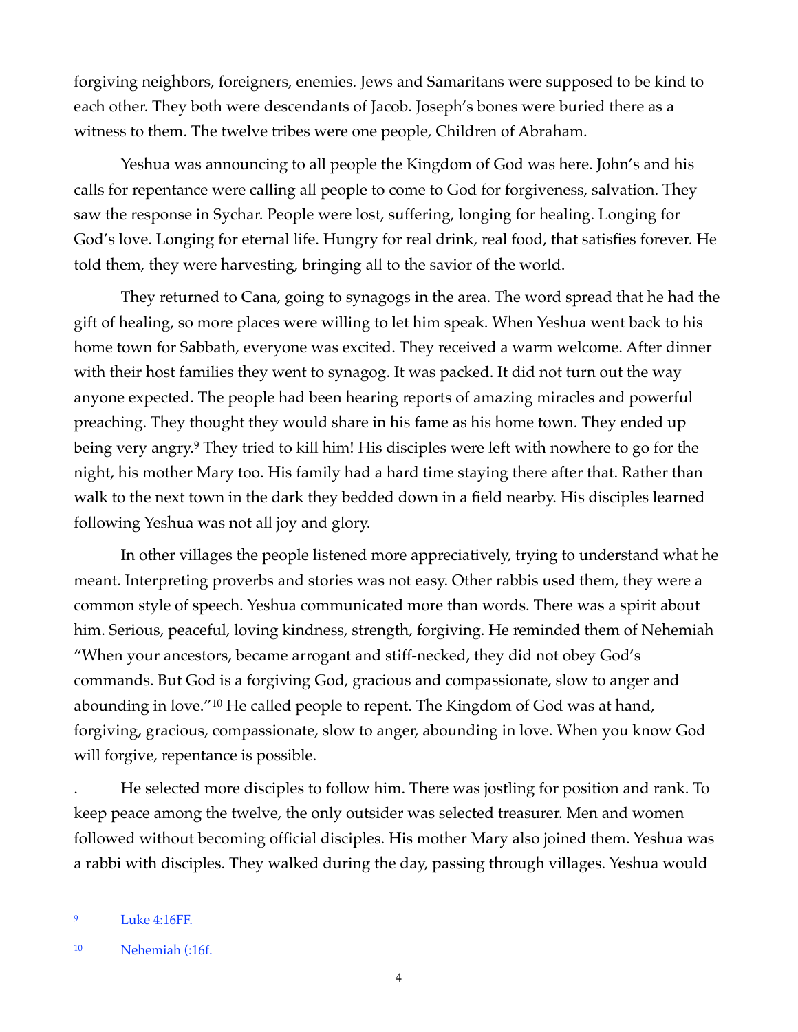forgiving neighbors, foreigners, enemies. Jews and Samaritans were supposed to be kind to each other. They both were descendants of Jacob. Joseph's bones were buried there as a witness to them. The twelve tribes were one people, Children of Abraham.

Yeshua was announcing to all people the Kingdom of God was here. John's and his calls for repentance were calling all people to come to God for forgiveness, salvation. They saw the response in Sychar. People were lost, suffering, longing for healing. Longing for God's love. Longing for eternal life. Hungry for real drink, real food, that satisfies forever. He told them, they were harvesting, bringing all to the savior of the world.

They returned to Cana, going to synagogs in the area. The word spread that he had the gift of healing, so more places were willing to let him speak. When Yeshua went back to his home town for Sabbath, everyone was excited. They received a warm welcome. After dinner with their host families they went to synagog. It was packed. It did not turn out the way anyone expected. The people had been hearing reports of amazing miracles and powerful preaching. They thought they would share in his fame as his home town. They ended up being very angry.[9] They tried to kill him! His disciples were left with nowhere to go for the night, his mother Mary too. His family had a hard time staying there after that. Rather than walk to the next town in the dark they bedded down in a field nearby. His disciples learned following Yeshua was not all joy and glory.

In other villages the people listened more appreciatively, trying to understand what he meant. Interpreting proverbs and stories was not easy. Other rabbis used them, they were a common style of speech. Yeshua communicated more than words. There was a spirit about him. Serious, peaceful, loving kindness, strength, forgiving. He reminded them of Nehemiah "When your ancestors, became arrogant and stiff-necked, they did not obey God's commands. But God is a forgiving God, gracious and compassionate, slow to anger and abounding in love."[10] He called people to repent. The Kingdom of God was at hand, forgiving, gracious, compassionate, slow to anger, abounding in love. When you know God will forgive, repentance is possible.

. He selected more disciples to follow him. There was jostling for position and rank. To keep peace among the twelve, the only outsider was selected treasurer. Men and women followed without becoming official disciples. His mother Mary also joined them. Yeshua was a rabbi with disciples. They walked during the day, passing through villages. Yeshua would

---

[9] Luke 4:16FF.

[10] Nehemiah (:16f.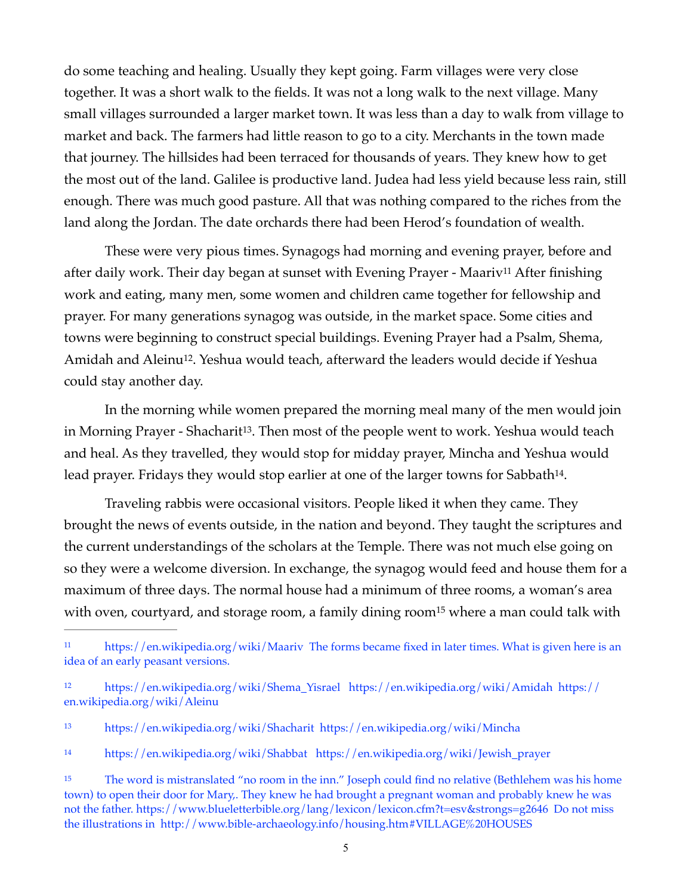do some teaching and healing. Usually they kept going. Farm villages were very close together. It was a short walk to the fields. It was not a long walk to the next village. Many small villages surrounded a larger market town. It was less than a day to walk from village to market and back. The farmers had little reason to go to a city. Merchants in the town made that journey. The hillsides had been terraced for thousands of years. They knew how to get the most out of the land. Galilee is productive land. Judea had less yield because less rain, still enough. There was much good pasture. All that was nothing compared to the riches from the land along the Jordan. The date orchards there had been Herod's foundation of wealth.

These were very pious times. Synagogs had morning and evening prayer, before and after daily work. Their day began at sunset with Evening Prayer - Maariv[11] After finishing work and eating, many men, some women and children came together for fellowship and prayer. For many generations synagog was outside, in the market space. Some cities and towns were beginning to construct special buildings. Evening Prayer had a Psalm, Shema, Amidah and Aleinu[12]. Yeshua would teach, afterward the leaders would decide if Yeshua could stay another day.

In the morning while women prepared the morning meal many of the men would join in Morning Prayer - Shacharit[13]. Then most of the people went to work. Yeshua would teach and heal. As they travelled, they would stop for midday prayer, Mincha and Yeshua would lead prayer. Fridays they would stop earlier at one of the larger towns for Sabbath[14].

Traveling rabbis were occasional visitors. People liked it when they came. They brought the news of events outside, in the nation and beyond. They taught the scriptures and the current understandings of the scholars at the Temple. There was not much else going on so they were a welcome diversion. In exchange, the synagog would feed and house them for a maximum of three days. The normal house had a minimum of three rooms, a woman's area with oven, courtyard, and storage room, a family dining room[15] where a man could talk with

---

[11] https://en.wikipedia.org/wiki/Maariv The forms became fixed in later times. What is given here is an idea of an early peasant versions.

[12] https://en.wikipedia.org/wiki/Shema_Yisrael https://en.wikipedia.org/wiki/Amidah https://en.wikipedia.org/wiki/Aleinu

[13] https://en.wikipedia.org/wiki/Shacharit https://en.wikipedia.org/wiki/Mincha

[14] https://en.wikipedia.org/wiki/Shabbat https://en.wikipedia.org/wiki/Jewish_prayer

[15] The word is mistranslated "no room in the inn." Joseph could find no relative (Bethlehem was his home town) to open their door for Mary,. They knew he had brought a pregnant woman and probably knew he was not the father. https://www.blueletterbible.org/lang/lexicon/lexicon.cfm?t=esv&strongs=g2646 Do not miss the illustrations in http://www.bible-archaeology.info/housing.htm#VILLAGE%20HOUSES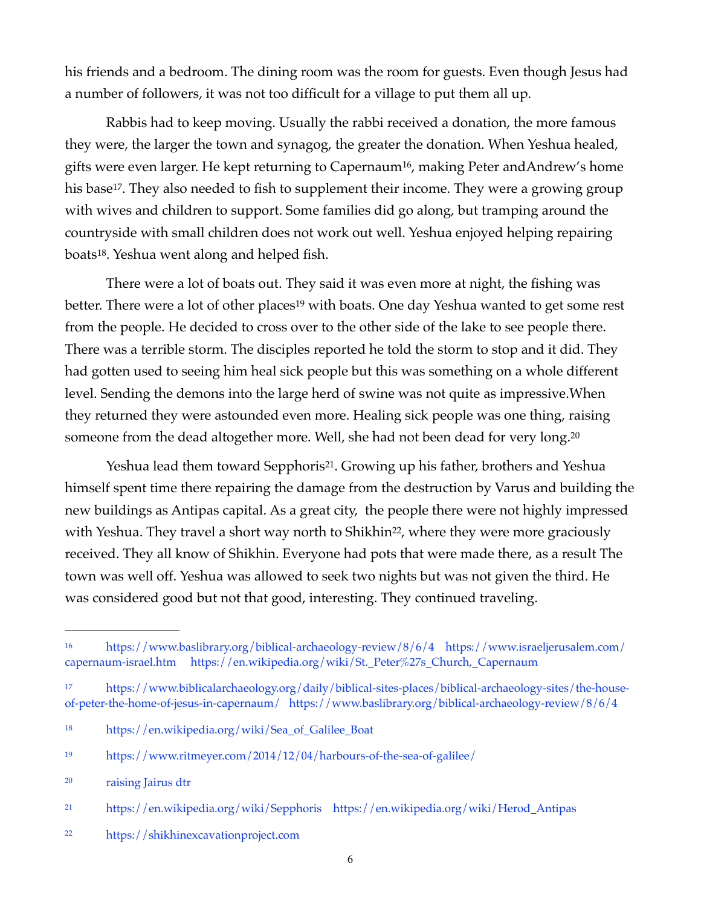his friends and a bedroom. The dining room was the room for guests. Even though Jesus had a number of followers, it was not too difficult for a village to put them all up.

Rabbis had to keep moving. Usually the rabbi received a donation, the more famous they were, the larger the town and synagog, the greater the donation. When Yeshua healed, gifts were even larger. He kept returning to Capernaum[16], making Peter andAndrew's home his base[17]. They also needed to fish to supplement their income. They were a growing group with wives and children to support. Some families did go along, but tramping around the countryside with small children does not work out well. Yeshua enjoyed helping repairing boats[18]. Yeshua went along and helped fish.

There were a lot of boats out. They said it was even more at night, the fishing was better. There were a lot of other places[19] with boats. One day Yeshua wanted to get some rest from the people. He decided to cross over to the other side of the lake to see people there. There was a terrible storm. The disciples reported he told the storm to stop and it did. They had gotten used to seeing him heal sick people but this was something on a whole different level. Sending the demons into the large herd of swine was not quite as impressive.When they returned they were astounded even more. Healing sick people was one thing, raising someone from the dead altogether more. Well, she had not been dead for very long.[20]

Yeshua lead them toward Sepphoris[21]. Growing up his father, brothers and Yeshua himself spent time there repairing the damage from the destruction by Varus and building the new buildings as Antipas capital. As a great city,  the people there were not highly impressed with Yeshua. They travel a short way north to Shikhin[22], where they were more graciously received. They all know of Shikhin. Everyone had pots that were made there, as a result The town was well off. Yeshua was allowed to seek two nights but was not given the third. He was considered good but not that good, interesting. They continued traveling.

---

[16] https://www.baslibrary.org/biblical-archaeology-review/8/6/4 https://www.israeljerusalem.com/capernaum-israel.htm https://en.wikipedia.org/wiki/St._Peter%27s_Church,_Capernaum

[17] https://www.biblicalarchaeology.org/daily/biblical-sites-places/biblical-archaeology-sites/the-house-of-peter-the-home-of-jesus-in-capernaum/ https://www.baslibrary.org/biblical-archaeology-review/8/6/4

[18] https://en.wikipedia.org/wiki/Sea_of_Galilee_Boat

[19] https://www.ritmeyer.com/2014/12/04/harbours-of-the-sea-of-galilee/

[20] raising Jairus dtr

[21] https://en.wikipedia.org/wiki/Sepphoris https://en.wikipedia.org/wiki/Herod_Antipas

[22] https://shikhinexcavationproject.com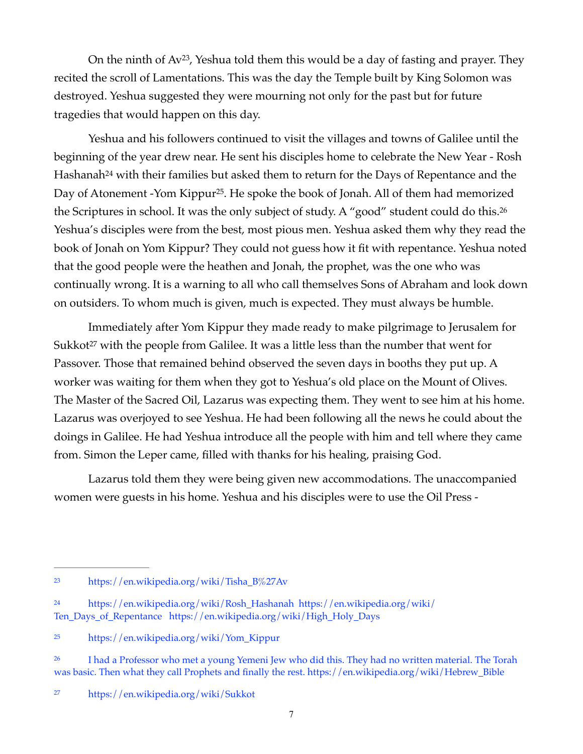On the ninth of Av[23], Yeshua told them this would be a day of fasting and prayer. They recited the scroll of Lamentations. This was the day the Temple built by King Solomon was destroyed. Yeshua suggested they were mourning not only for the past but for future tragedies that would happen on this day.

Yeshua and his followers continued to visit the villages and towns of Galilee until the beginning of the year drew near. He sent his disciples home to celebrate the New Year - Rosh Hashanah[24] with their families but asked them to return for the Days of Repentance and the Day of Atonement -Yom Kippur[25]. He spoke the book of Jonah. All of them had memorized the Scriptures in school. It was the only subject of study. A "good" student could do this.[26] Yeshua's disciples were from the best, most pious men. Yeshua asked them why they read the book of Jonah on Yom Kippur? They could not guess how it fit with repentance. Yeshua noted that the good people were the heathen and Jonah, the prophet, was the one who was continually wrong. It is a warning to all who call themselves Sons of Abraham and look down on outsiders. To whom much is given, much is expected. They must always be humble.

Immediately after Yom Kippur they made ready to make pilgrimage to Jerusalem for Sukkot[27] with the people from Galilee. It was a little less than the number that went for Passover. Those that remained behind observed the seven days in booths they put up. A worker was waiting for them when they got to Yeshua's old place on the Mount of Olives. The Master of the Sacred Oil, Lazarus was expecting them. They went to see him at his home. Lazarus was overjoyed to see Yeshua. He had been following all the news he could about the doings in Galilee. He had Yeshua introduce all the people with him and tell where they came from. Simon the Leper came, filled with thanks for his healing, praising God.

Lazarus told them they were being given new accommodations. The unaccompanied women were guests in his home. Yeshua and his disciples were to use the Oil Press -

---

[23] https://en.wikipedia.org/wiki/Tisha_B%27Av

[24] https://en.wikipedia.org/wiki/Rosh_Hashanah https://en.wikipedia.org/wiki/Ten_Days_of_Repentance https://en.wikipedia.org/wiki/High_Holy_Days

[25] https://en.wikipedia.org/wiki/Yom_Kippur

[26] I had a Professor who met a young Yemeni Jew who did this. They had no written material. The Torah was basic. Then what they call Prophets and finally the rest. https://en.wikipedia.org/wiki/Hebrew_Bible

[27] https://en.wikipedia.org/wiki/Sukkot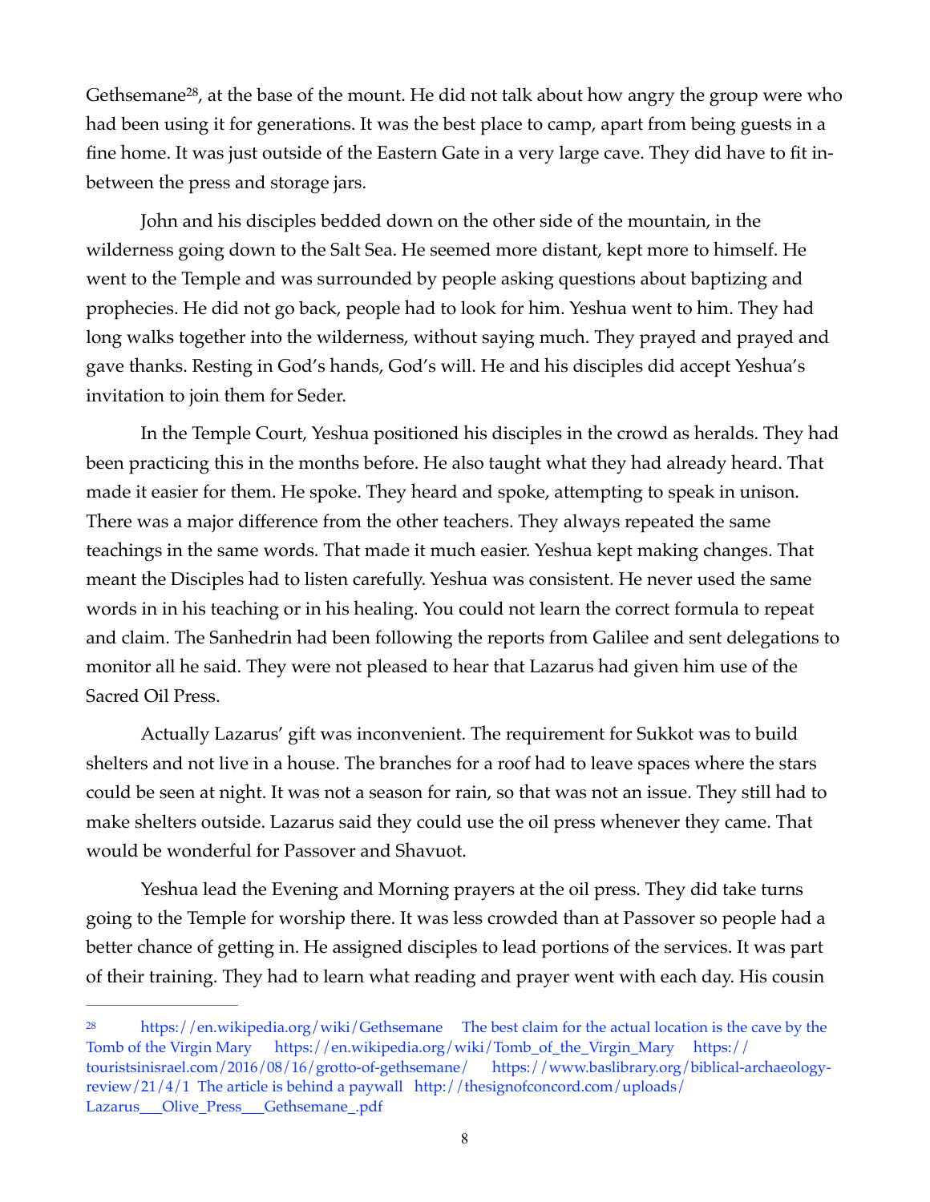Gethsemane[28], at the base of the mount. He did not talk about how angry the group were who had been using it for generations. It was the best place to camp, apart from being guests in a fine home. It was just outside of the Eastern Gate in a very large cave. They did have to fit in-between the press and storage jars.

John and his disciples bedded down on the other side of the mountain, in the wilderness going down to the Salt Sea. He seemed more distant, kept more to himself. He went to the Temple and was surrounded by people asking questions about baptizing and prophecies. He did not go back, people had to look for him. Yeshua went to him. They had long walks together into the wilderness, without saying much. They prayed and prayed and gave thanks. Resting in God's hands, God's will. He and his disciples did accept Yeshua's invitation to join them for Seder.

In the Temple Court, Yeshua positioned his disciples in the crowd as heralds. They had been practicing this in the months before. He also taught what they had already heard. That made it easier for them. He spoke. They heard and spoke, attempting to speak in unison. There was a major difference from the other teachers. They always repeated the same teachings in the same words. That made it much easier. Yeshua kept making changes. That meant the Disciples had to listen carefully. Yeshua was consistent. He never used the same words in in his teaching or in his healing. You could not learn the correct formula to repeat and claim. The Sanhedrin had been following the reports from Galilee and sent delegations to monitor all he said. They were not pleased to hear that Lazarus had given him use of the Sacred Oil Press.

Actually Lazarus' gift was inconvenient. The requirement for Sukkot was to build shelters and not live in a house. The branches for a roof had to leave spaces where the stars could be seen at night. It was not a season for rain, so that was not an issue. They still had to make shelters outside. Lazarus said they could use the oil press whenever they came. That would be wonderful for Passover and Shavuot.

Yeshua lead the Evening and Morning prayers at the oil press. They did take turns going to the Temple for worship there. It was less crowded than at Passover so people had a better chance of getting in. He assigned disciples to lead portions of the services. It was part of their training. They had to learn what reading and prayer went with each day. His cousin

---

[28] https://en.wikipedia.org/wiki/Gethsemane The best claim for the actual location is the cave by the Tomb of the Virgin Mary https://en.wikipedia.org/wiki/Tomb_of_the_Virgin_Mary https://touristsinisrael.com/2016/08/16/grotto-of-gethsemane/ https://www.baslibrary.org/biblical-archaeology-review/21/4/1 The article is behind a paywall http://thesignofconcord.com/uploads/Lazarus___Olive_Press___Gethsemane_.pdf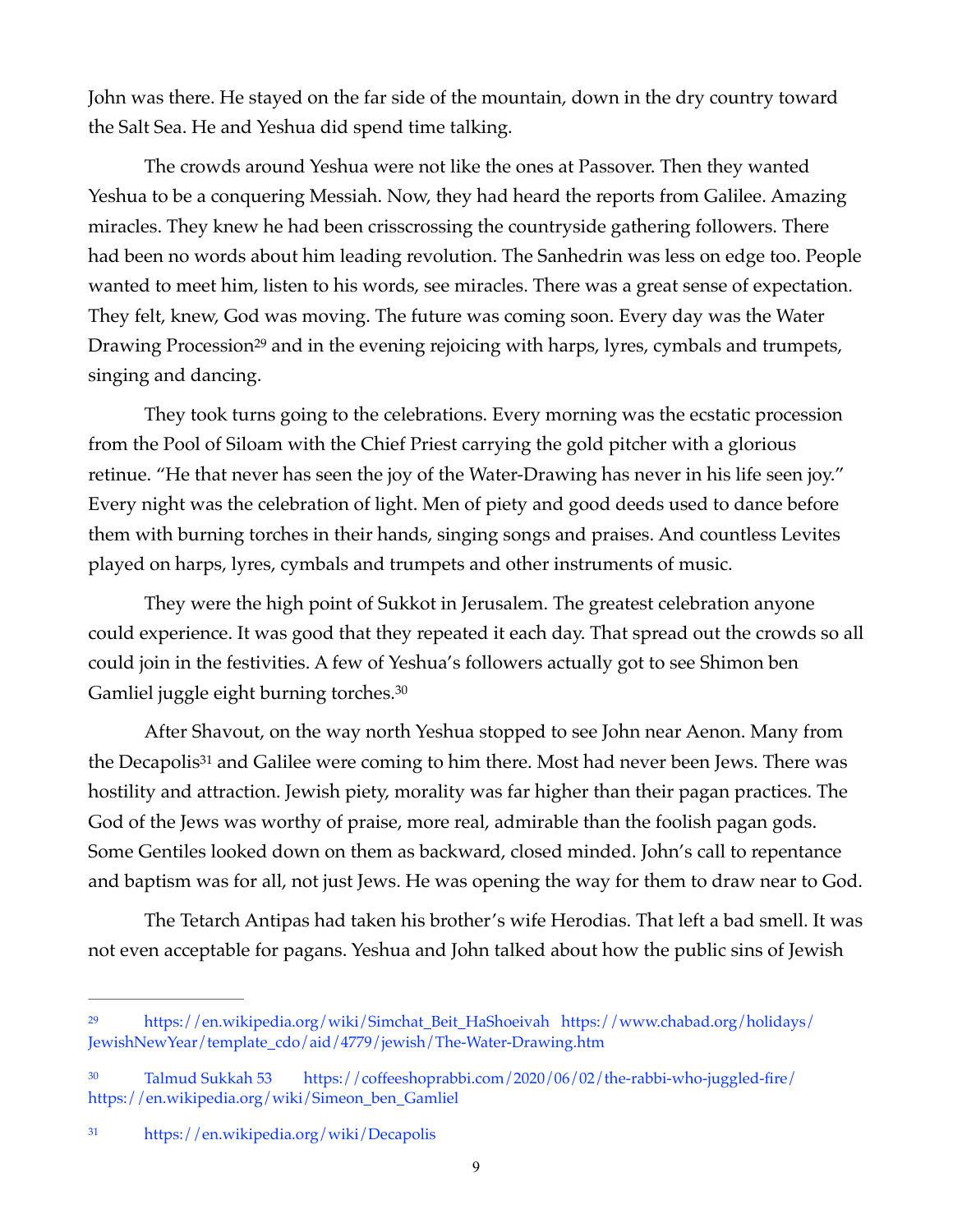John was there. He stayed on the far side of the mountain, down in the dry country toward the Salt Sea. He and Yeshua did spend time talking.

The crowds around Yeshua were not like the ones at Passover. Then they wanted Yeshua to be a conquering Messiah. Now, they had heard the reports from Galilee. Amazing miracles. They knew he had been crisscrossing the countryside gathering followers. There had been no words about him leading revolution. The Sanhedrin was less on edge too. People wanted to meet him, listen to his words, see miracles. There was a great sense of expectation. They felt, knew, God was moving. The future was coming soon. Every day was the Water Drawing Procession[29] and in the evening rejoicing with harps, lyres, cymbals and trumpets, singing and dancing.

They took turns going to the celebrations. Every morning was the ecstatic procession from the Pool of Siloam with the Chief Priest carrying the gold pitcher with a glorious retinue. "He that never has seen the joy of the Water-Drawing has never in his life seen joy." Every night was the celebration of light. Men of piety and good deeds used to dance before them with burning torches in their hands, singing songs and praises. And countless Levites played on harps, lyres, cymbals and trumpets and other instruments of music.

They were the high point of Sukkot in Jerusalem. The greatest celebration anyone could experience. It was good that they repeated it each day. That spread out the crowds so all could join in the festivities. A few of Yeshua's followers actually got to see Shimon ben Gamliel juggle eight burning torches.[30]

After Shavout, on the way north Yeshua stopped to see John near Aenon. Many from the Decapolis[31] and Galilee were coming to him there. Most had never been Jews. There was hostility and attraction. Jewish piety, morality was far higher than their pagan practices. The God of the Jews was worthy of praise, more real, admirable than the foolish pagan gods. Some Gentiles looked down on them as backward, closed minded. John's call to repentance and baptism was for all, not just Jews. He was opening the way for them to draw near to God.

The Tetarch Antipas had taken his brother's wife Herodias. That left a bad smell. It was not even acceptable for pagans. Yeshua and John talked about how the public sins of Jewish

---

[29] https://en.wikipedia.org/wiki/Simchat_Beit_HaShoeivah https://www.chabad.org/holidays/JewishNewYear/template_cdo/aid/4779/jewish/The-Water-Drawing.htm

[30] Talmud Sukkah 53 https://coffeeshoprabbi.com/2020/06/02/the-rabbi-who-juggled-fire/ https://en.wikipedia.org/wiki/Simeon_ben_Gamliel

[31] https://en.wikipedia.org/wiki/Decapolis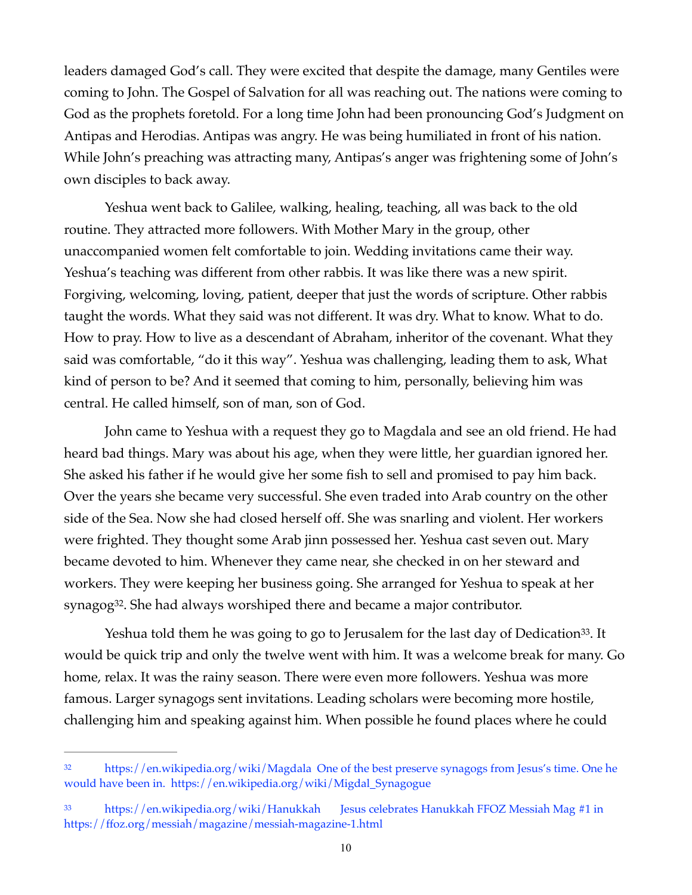leaders damaged God's call. They were excited that despite the damage, many Gentiles were coming to John. The Gospel of Salvation for all was reaching out. The nations were coming to God as the prophets foretold. For a long time John had been pronouncing God's Judgment on Antipas and Herodias. Antipas was angry. He was being humiliated in front of his nation. While John's preaching was attracting many, Antipas's anger was frightening some of John's own disciples to back away.

Yeshua went back to Galilee, walking, healing, teaching, all was back to the old routine. They attracted more followers. With Mother Mary in the group, other unaccompanied women felt comfortable to join. Wedding invitations came their way. Yeshua's teaching was different from other rabbis. It was like there was a new spirit. Forgiving, welcoming, loving, patient, deeper that just the words of scripture. Other rabbis taught the words. What they said was not different. It was dry. What to know. What to do. How to pray. How to live as a descendant of Abraham, inheritor of the covenant. What they said was comfortable, "do it this way". Yeshua was challenging, leading them to ask, What kind of person to be? And it seemed that coming to him, personally, believing him was central. He called himself, son of man, son of God.

John came to Yeshua with a request they go to Magdala and see an old friend. He had heard bad things. Mary was about his age, when they were little, her guardian ignored her. She asked his father if he would give her some fish to sell and promised to pay him back. Over the years she became very successful. She even traded into Arab country on the other side of the Sea. Now she had closed herself off. She was snarling and violent. Her workers were frighted. They thought some Arab jinn possessed her. Yeshua cast seven out. Mary became devoted to him. Whenever they came near, she checked in on her steward and workers. They were keeping her business going. She arranged for Yeshua to speak at her synagog[32]. She had always worshiped there and became a major contributor.

Yeshua told them he was going to go to Jerusalem for the last day of Dedication[33]. It would be quick trip and only the twelve went with him. It was a welcome break for many. Go home, relax. It was the rainy season. There were even more followers. Yeshua was more famous. Larger synagogs sent invitations. Leading scholars were becoming more hostile, challenging him and speaking against him. When possible he found places where he could

---

[32] https://en.wikipedia.org/wiki/Magdala One of the best preserve synagogs from Jesus's time. One he would have been in. https://en.wikipedia.org/wiki/Migdal_Synagogue

[33] https://en.wikipedia.org/wiki/Hanukkah Jesus celebrates Hanukkah FFOZ Messiah Mag #1 in https://ffoz.org/messiah/magazine/messiah-magazine-1.html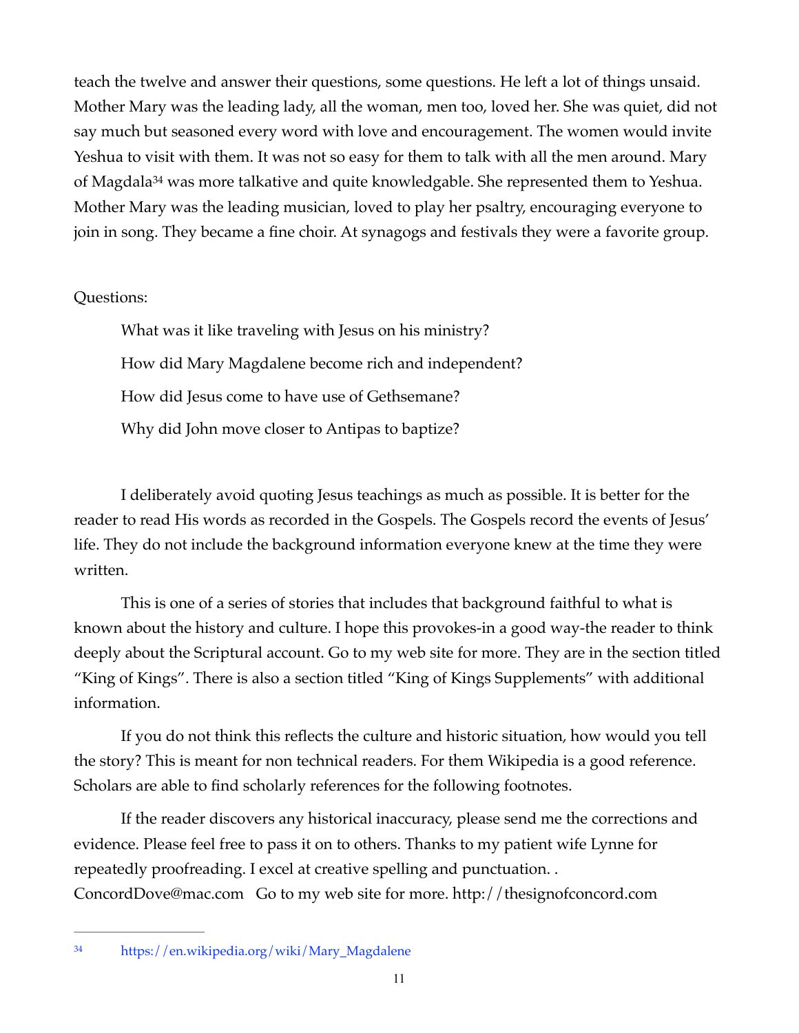teach the twelve and answer their questions, some questions. He left a lot of things unsaid. Mother Mary was the leading lady, all the woman, men too, loved her. She was quiet, did not say much but seasoned every word with love and encouragement. The women would invite Yeshua to visit with them. It was not so easy for them to talk with all the men around. Mary of Magdala[34] was more talkative and quite knowledgable. She represented them to Yeshua. Mother Mary was the leading musician, loved to play her psaltry, encouraging everyone to join in song. They became a fine choir. At synagogs and festivals they were a favorite group.

Questions:

What was it like traveling with Jesus on his ministry?

How did Mary Magdalene become rich and independent?

How did Jesus come to have use of Gethsemane?

Why did John move closer to Antipas to baptize?

I deliberately avoid quoting Jesus teachings as much as possible. It is better for the reader to read His words as recorded in the Gospels. The Gospels record the events of Jesus' life. They do not include the background information everyone knew at the time they were written.

This is one of a series of stories that includes that background faithful to what is known about the history and culture. I hope this provokes-in a good way-the reader to think deeply about the Scriptural account. Go to my web site for more. They are in the section titled "King of Kings". There is also a section titled "King of Kings Supplements" with additional information.

If you do not think this reflects the culture and historic situation, how would you tell the story? This is meant for non technical readers. For them Wikipedia is a good reference. Scholars are able to find scholarly references for the following footnotes.

If the reader discovers any historical inaccuracy, please send me the corrections and evidence. Please feel free to pass it on to others. Thanks to my patient wife Lynne for repeatedly proofreading. I excel at creative spelling and punctuation. . ConcordDove@mac.com Go to my web site for more. http://thesignofconcord.com

---

[34] https://en.wikipedia.org/wiki/Mary_Magdalene